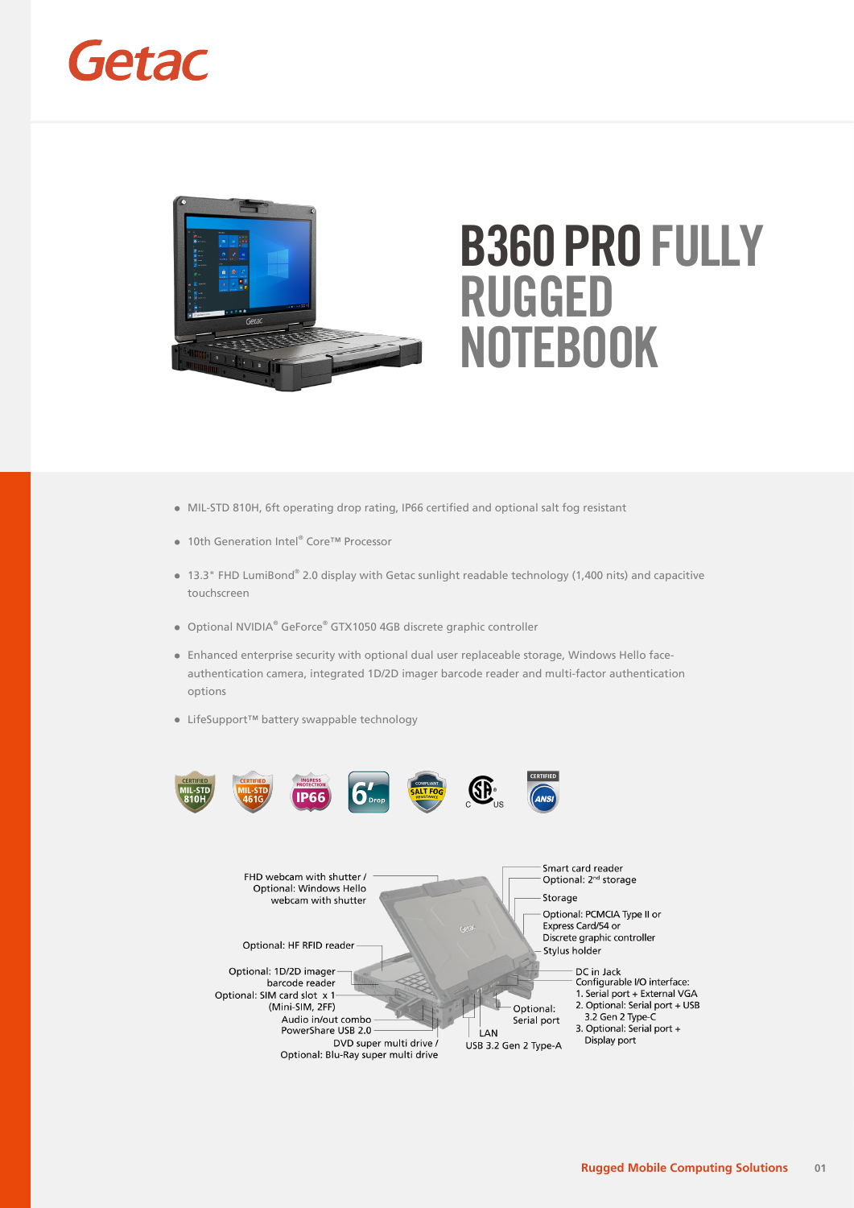Getac

# B360 PRO FULLY RUGGED NOTEBOOK

- MIL-STD 810H, 6ft operating drop rating, IP66 certified and optional salt fog resistant
- 10th Generation Intel® Core™ Processor
- 13.3" FHD LumiBond® 2.0 display with Getac sunlight readable technology (1,400 nits) and capacitive touchscreen
- Optional NVIDIA® GeForce® GTX1050 4GB discrete graphic controller
- Enhanced enterprise security with optional dual user replaceable storage, Windows Hello face-authentication camera, integrated 1D/2D imager barcode reader and multi-factor authentication options
- LifeSupport™ battery swappable technology

CERTIFIED MIL-STD 810H
CERTIFIED MIL-STD 461G
INGRESS PROTECTION IP66
6' Drop
COMPLIANT SALT FOG RESISTANCE
CSA C US
CERTIFIED ANSI

FHD webcam with shutter / Optional: Windows Hello webcam with shutter
Optional: HF RFID reader
Optional: 1D/2D imager barcode reader
Optional: SIM card slot x 1 (Mini-SIM, 2FF)
Audio in/out combo
PowerShare USB 2.0
DVD super multi drive / Optional: Blu-Ray super multi drive
LAN
USB 3.2 Gen 2 Type-A
Optional: Serial port
Smart card reader
Optional: 2nd storage
Storage
Optional: PCMCIA Type II or Express Card/54 or Discrete graphic controller
Stylus holder
DC in Jack
Configurable I/O interface:
1. Serial port + External VGA
2. Optional: Serial port + USB 3.2 Gen 2 Type-C
3. Optional: Serial port + Display port

Rugged Mobile Computing Solutions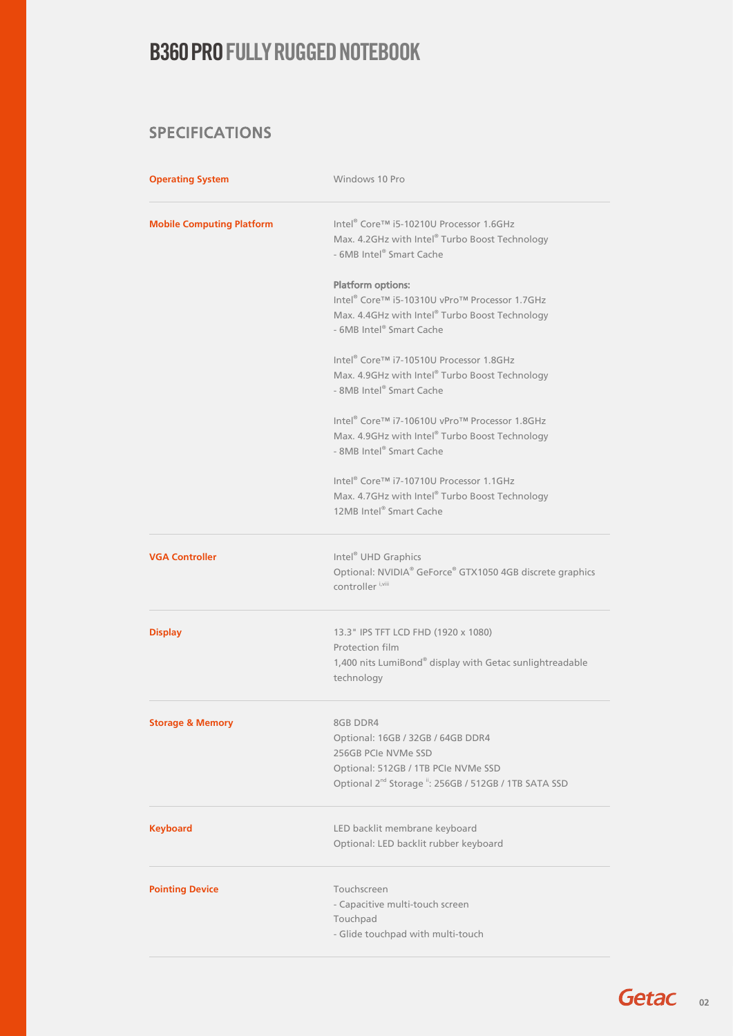# B360 PRO FULLY RUGGED NOTEBOOK

## SPECIFICATIONS

| | |
|---|---|
| **Operating System** | Windows 10 Pro |
| **Mobile Computing Platform** | Intel® Core™ i5-10210U Processor 1.6GHz<br>Max. 4.2GHz with Intel® Turbo Boost Technology<br>- 6MB Intel® Smart Cache<br><br>**Platform options:**<br>Intel® Core™ i5-10310U vPro™ Processor 1.7GHz<br>Max. 4.4GHz with Intel® Turbo Boost Technology<br>- 6MB Intel® Smart Cache<br><br>Intel® Core™ i7-10510U Processor 1.8GHz<br>Max. 4.9GHz with Intel® Turbo Boost Technology<br>- 8MB Intel® Smart Cache<br><br>Intel® Core™ i7-10610U vPro™ Processor 1.8GHz<br>Max. 4.9GHz with Intel® Turbo Boost Technology<br>- 8MB Intel® Smart Cache<br><br>Intel® Core™ i7-10710U Processor 1.1GHz<br>Max. 4.7GHz with Intel® Turbo Boost Technology<br>12MB Intel® Smart Cache |
| **VGA Controller** | Intel® UHD Graphics<br>Optional: NVIDIA® GeForce® GTX1050 4GB discrete graphics controller [i,viii] |
| **Display** | 13.3" IPS TFT LCD FHD (1920 x 1080)<br>Protection film<br>1,400 nits LumiBond® display with Getac sunlightreadable technology |
| **Storage & Memory** | 8GB DDR4<br>Optional: 16GB / 32GB / 64GB DDR4<br>256GB PCIe NVMe SSD<br>Optional: 512GB / 1TB PCIe NVMe SSD<br>Optional 2nd Storage [ii]: 256GB / 512GB / 1TB SATA SSD |
| **Keyboard** | LED backlit membrane keyboard<br>Optional: LED backlit rubber keyboard |
| **Pointing Device** | Touchscreen<br>- Capacitive multi-touch screen<br>Touchpad<br>- Glide touchpad with multi-touch |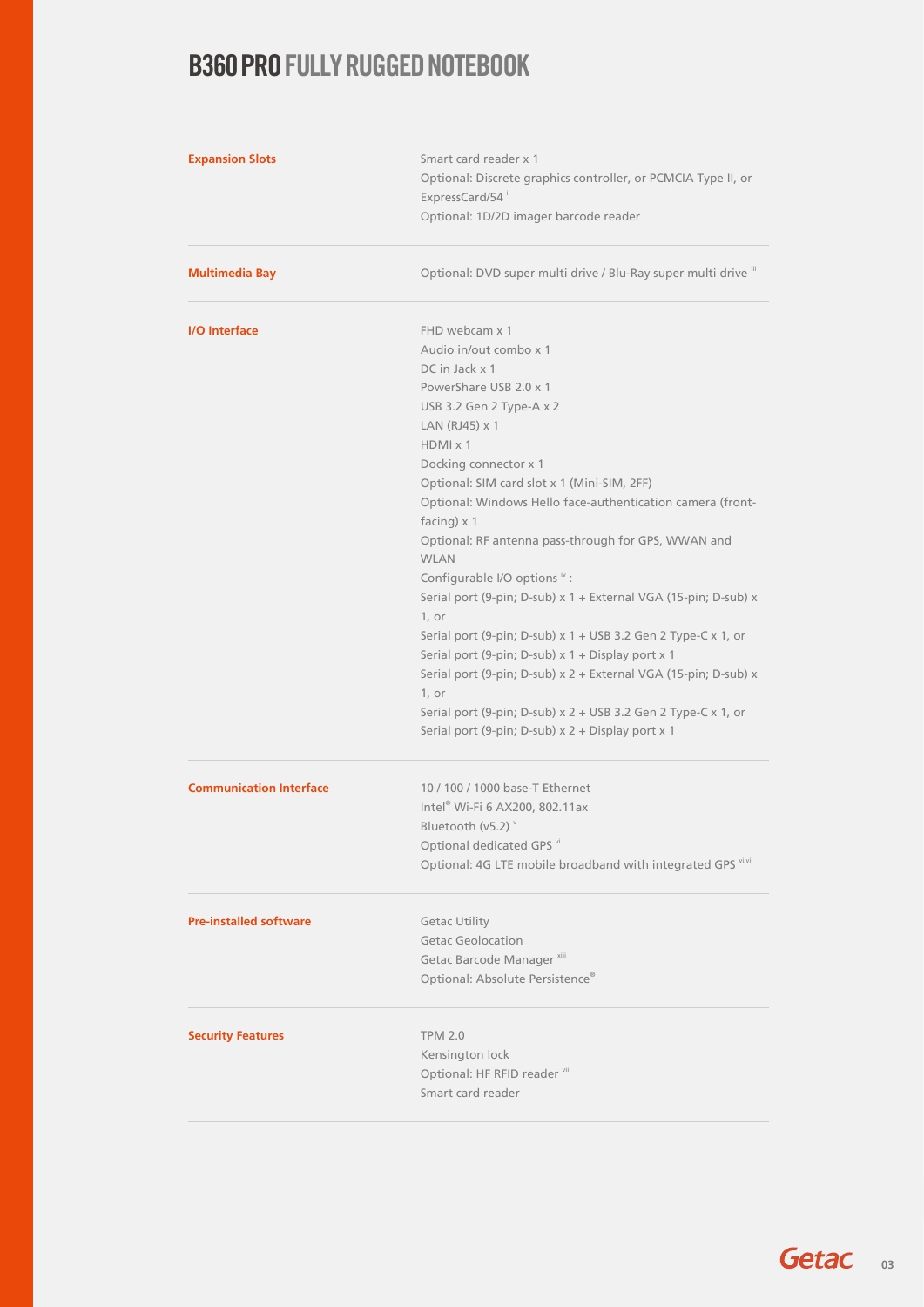# B360 PRO FULLY RUGGED NOTEBOOK

| | |
|---|---|
| **Expansion Slots** | Smart card reader x 1<br>Optional: Discrete graphics controller, or PCMCIA Type II, or ExpressCard/54 [i]<br>Optional: 1D/2D imager barcode reader |
| **Multimedia Bay** | Optional: DVD super multi drive / Blu-Ray super multi drive [iii] |
| **I/O Interface** | FHD webcam x 1<br>Audio in/out combo x 1<br>DC in Jack x 1<br>PowerShare USB 2.0 x 1<br>USB 3.2 Gen 2 Type-A x 2<br>LAN (RJ45) x 1<br>HDMI x 1<br>Docking connector x 1<br>Optional: SIM card slot x 1 (Mini-SIM, 2FF)<br>Optional: Windows Hello face-authentication camera (front-facing) x 1<br>Optional: RF antenna pass-through for GPS, WWAN and WLAN<br>Configurable I/O options [iv] :<br>Serial port (9-pin; D-sub) x 1 + External VGA (15-pin; D-sub) x 1, or<br>Serial port (9-pin; D-sub) x 1 + USB 3.2 Gen 2 Type-C x 1, or<br>Serial port (9-pin; D-sub) x 1 + Display port x 1<br>Serial port (9-pin; D-sub) x 2 + External VGA (15-pin; D-sub) x 1, or<br>Serial port (9-pin; D-sub) x 2 + USB 3.2 Gen 2 Type-C x 1, or<br>Serial port (9-pin; D-sub) x 2 + Display port x 1 |
| **Communication Interface** | 10 / 100 / 1000 base-T Ethernet<br>Intel® Wi-Fi 6 AX200, 802.11ax<br>Bluetooth (v5.2) [v]<br>Optional dedicated GPS [vi]<br>Optional: 4G LTE mobile broadband with integrated GPS [vi,vii] |
| **Pre-installed software** | Getac Utility<br>Getac Geolocation<br>Getac Barcode Manager [xiii]<br>Optional: Absolute Persistence® |
| **Security Features** | TPM 2.0<br>Kensington lock<br>Optional: HF RFID reader [viii]<br>Smart card reader |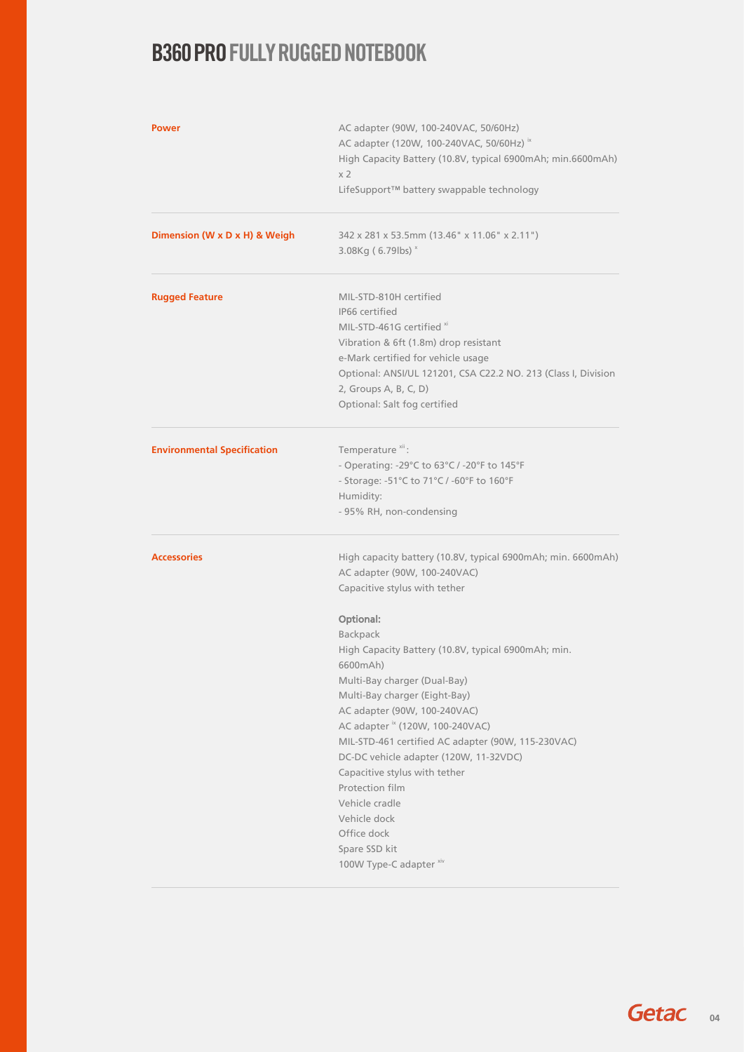# B360 PRO FULLY RUGGED NOTEBOOK

| | |
|---|---|
| **Power** | AC adapter (90W, 100-240VAC, 50/60Hz)<br>AC adapter (120W, 100-240VAC, 50/60Hz) [ix]<br>High Capacity Battery (10.8V, typical 6900mAh; min.6600mAh) x 2<br>LifeSupport™ battery swappable technology |
| **Dimension (W x D x H) & Weigh** | 342 x 281 x 53.5mm (13.46" x 11.06" x 2.11")<br>3.08Kg ( 6.79lbs) [x] |
| **Rugged Feature** | MIL-STD-810H certified<br>IP66 certified<br>MIL-STD-461G certified [xi]<br>Vibration & 6ft (1.8m) drop resistant<br>e-Mark certified for vehicle usage<br>Optional: ANSI/UL 121201, CSA C22.2 NO. 213 (Class I, Division 2, Groups A, B, C, D)<br>Optional: Salt fog certified |
| **Environmental Specification** | Temperature [xii]:<br>- Operating: -29°C to 63°C / -20°F to 145°F<br>- Storage: -51°C to 71°C / -60°F to 160°F<br>Humidity:<br>- 95% RH, non-condensing |
| **Accessories** | High capacity battery (10.8V, typical 6900mAh; min. 6600mAh)<br>AC adapter (90W, 100-240VAC)<br>Capacitive stylus with tether<br><br>**Optional:**<br>Backpack<br>High Capacity Battery (10.8V, typical 6900mAh; min. 6600mAh)<br>Multi-Bay charger (Dual-Bay)<br>Multi-Bay charger (Eight-Bay)<br>AC adapter (90W, 100-240VAC)<br>AC adapter [ix] (120W, 100-240VAC)<br>MIL-STD-461 certified AC adapter (90W, 115-230VAC)<br>DC-DC vehicle adapter (120W, 11-32VDC)<br>Capacitive stylus with tether<br>Protection film<br>Vehicle cradle<br>Vehicle dock<br>Office dock<br>Spare SSD kit<br>100W Type-C adapter [xiv] |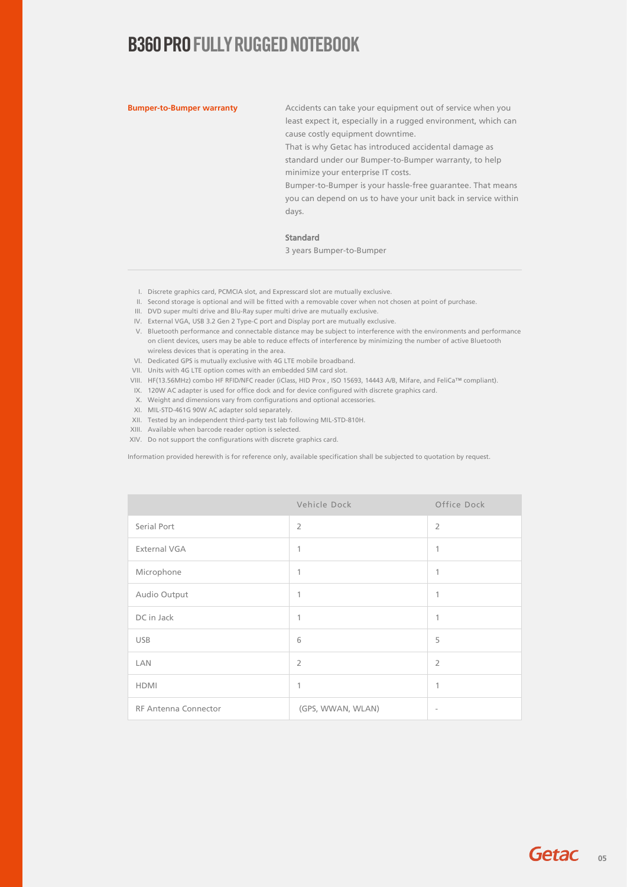# B360 PRO FULLY RUGGED NOTEBOOK

**Bumper-to-Bumper warranty**

Accidents can take your equipment out of service when you least expect it, especially in a rugged environment, which can cause costly equipment downtime.
That is why Getac has introduced accidental damage as standard under our Bumper-to-Bumper warranty, to help minimize your enterprise IT costs.
Bumper-to-Bumper is your hassle-free guarantee. That means you can depend on us to have your unit back in service within days.

**Standard**

3 years Bumper-to-Bumper

---

I. Discrete graphics card, PCMCIA slot, and Expresscard slot are mutually exclusive.
II. Second storage is optional and will be fitted with a removable cover when not chosen at point of purchase.
III. DVD super multi drive and Blu-Ray super multi drive are mutually exclusive.
IV. External VGA, USB 3.2 Gen 2 Type-C port and Display port are mutually exclusive.
V. Bluetooth performance and connectable distance may be subject to interference with the environments and performance on client devices, users may be able to reduce effects of interference by minimizing the number of active Bluetooth wireless devices that is operating in the area.
VI. Dedicated GPS is mutually exclusive with 4G LTE mobile broadband.
VII. Units with 4G LTE option comes with an embedded SIM card slot.
VIII. HF(13.56MHz) combo HF RFID/NFC reader (iClass, HID Prox , ISO 15693, 14443 A/B, Mifare, and FeliCa™ compliant).
IX. 120W AC adapter is used for office dock and for device configured with discrete graphics card.
X. Weight and dimensions vary from configurations and optional accessories.
XI. MIL-STD-461G 90W AC adapter sold separately.
XII. Tested by an independent third-party test lab following MIL-STD-810H.
XIII. Available when barcode reader option is selected.
XIV. Do not support the configurations with discrete graphics card.

Information provided herewith is for reference only, available specification shall be subjected to quotation by request.

| | Vehicle Dock | Office Dock |
|---|---|---|
| Serial Port | 2 | 2 |
| External VGA | 1 | 1 |
| Microphone | 1 | 1 |
| Audio Output | 1 | 1 |
| DC in Jack | 1 | 1 |
| USB | 6 | 5 |
| LAN | 2 | 2 |
| HDMI | 1 | 1 |
| RF Antenna Connector | (GPS, WWAN, WLAN) | - |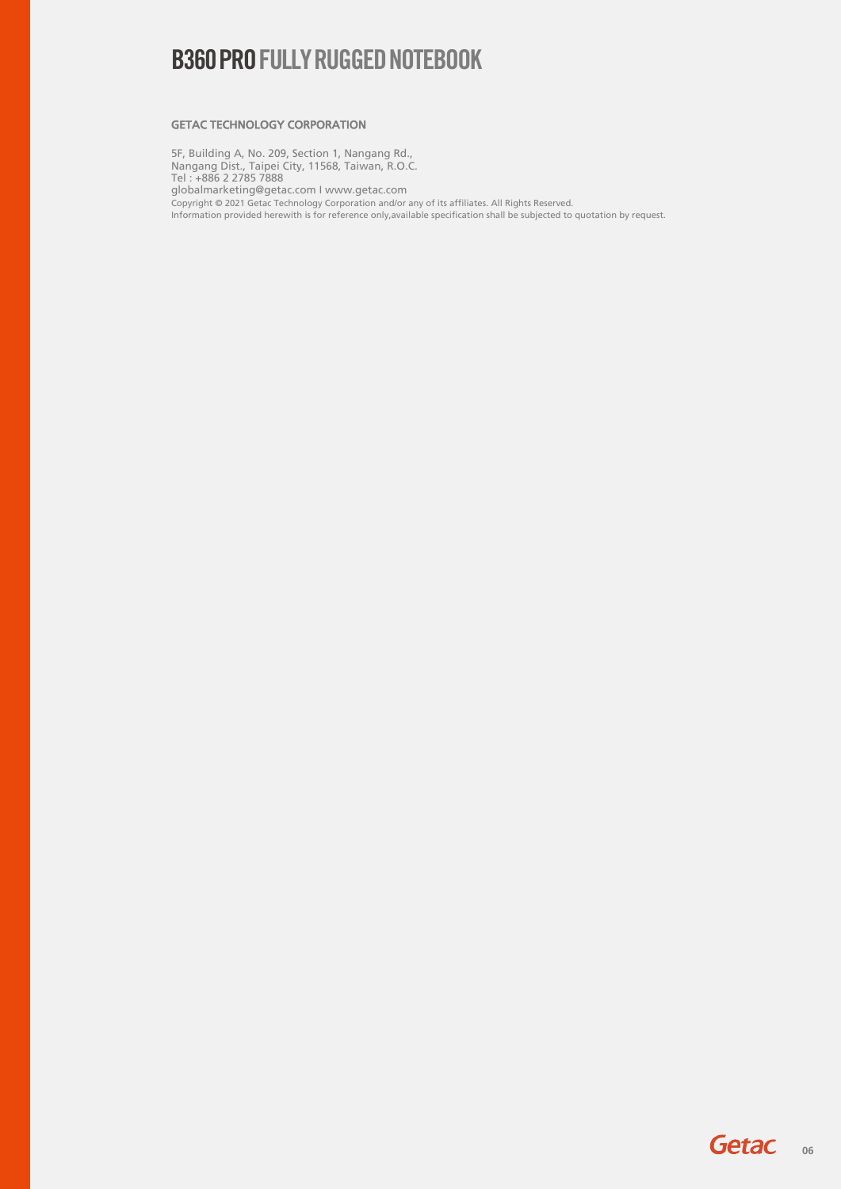# B360 PRO FULLY RUGGED NOTEBOOK

**GETAC TECHNOLOGY CORPORATION**

5F, Building A, No. 209, Section 1, Nangang Rd.,
Nangang Dist., Taipei City, 11568, Taiwan, R.O.C.
Tel : +886 2 2785 7888
globalmarketing@getac.com I www.getac.com
Copyright © 2021 Getac Technology Corporation and/or any of its affiliates. All Rights Reserved.
Information provided herewith is for reference only,available specification shall be subjected to quotation by request.

Getac